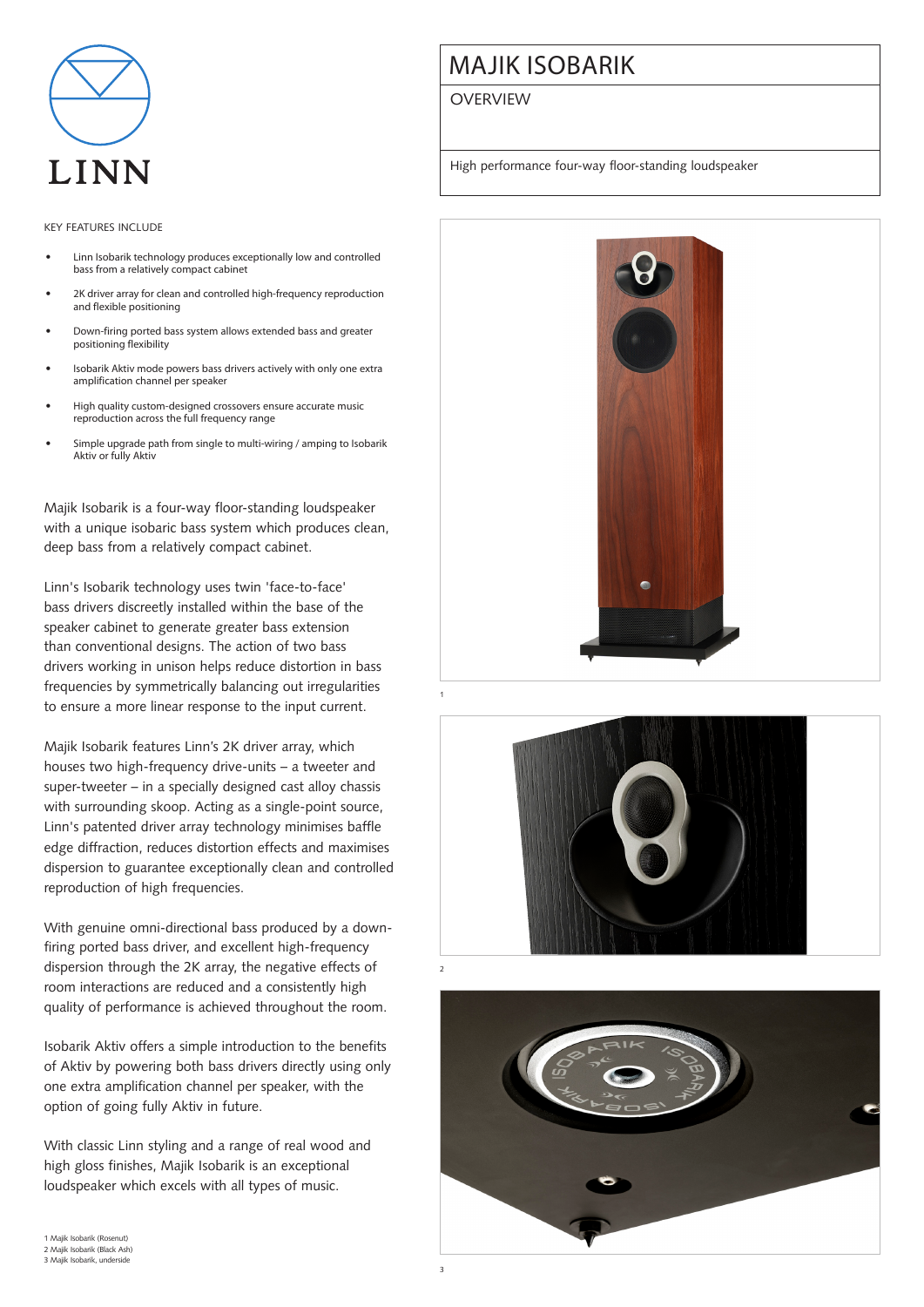LINN

# MAJIK ISOBARIK

## OVERVIEW

High performance four-way floor-standing loudspeaker

KEY FEATURES INCLUDE

- Linn Isobarik technology produces exceptionally low and controlled bass from a relatively compact cabinet
- 2K driver array for clean and controlled high-frequency reproduction and flexible positioning
- Down-firing ported bass system allows extended bass and greater positioning flexibility
- Isobarik Aktiv mode powers bass drivers actively with only one extra amplification channel per speaker
- High quality custom-designed crossovers ensure accurate music reproduction across the full frequency range
- Simple upgrade path from single to multi-wiring / amping to Isobarik Aktiv or fully Aktiv

Majik Isobarik is a four-way floor-standing loudspeaker with a unique isobaric bass system which produces clean, deep bass from a relatively compact cabinet.

Linn's Isobarik technology uses twin 'face-to-face' bass drivers discreetly installed within the base of the speaker cabinet to generate greater bass extension than conventional designs. The action of two bass drivers working in unison helps reduce distortion in bass frequencies by symmetrically balancing out irregularities to ensure a more linear response to the input current.

Majik Isobarik features Linn's 2K driver array, which houses two high-frequency drive-units – a tweeter and super-tweeter – in a specially designed cast alloy chassis with surrounding skoop. Acting as a single-point source, Linn's patented driver array technology minimises baffle edge diffraction, reduces distortion effects and maximises dispersion to guarantee exceptionally clean and controlled reproduction of high frequencies.

With genuine omni-directional bass produced by a down-firing ported bass driver, and excellent high-frequency dispersion through the 2K array, the negative effects of room interactions are reduced and a consistently high quality of performance is achieved throughout the room.

Isobarik Aktiv offers a simple introduction to the benefits of Aktiv by powering both bass drivers directly using only one extra amplification channel per speaker, with the option of going fully Aktiv in future.

With classic Linn styling and a range of real wood and high gloss finishes, Majik Isobarik is an exceptional loudspeaker which excels with all types of music.

1 Majik Isobarik (Rosenut)
2 Majik Isobarik (Black Ash)
3 Majik Isobarik, underside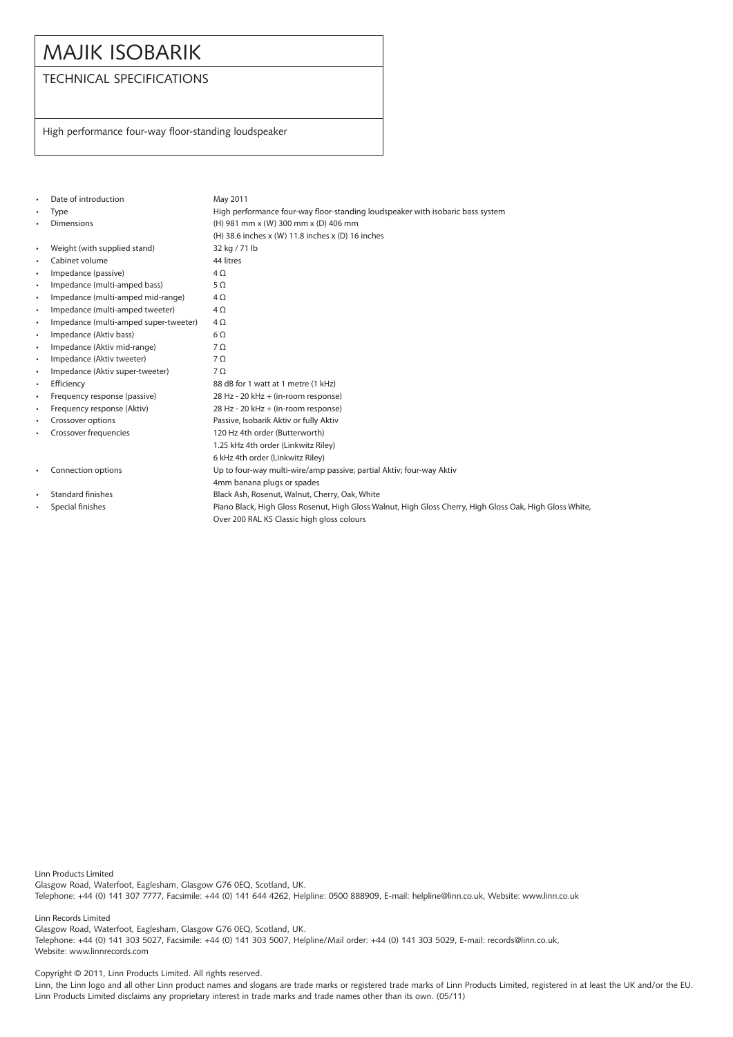// MAJIK ISOBARIK

# MAJIK ISOBARIK

## TECHNICAL SPECIFICATIONS

High performance four-way floor-standing loudspeaker

| | |
|---|---|
| Date of introduction | May 2011 |
| Type | High performance four-way floor-standing loudspeaker with isobaric bass system |
| Dimensions | (H) 981 mm x (W) 300 mm x (D) 406 mm<br>(H) 38.6 inches x (W) 11.8 inches x (D) 16 inches |
| Weight (with supplied stand) | 32 kg / 71 lb |
| Cabinet volume | 44 litres |
| Impedance (passive) | 4 Ω |
| Impedance (multi-amped bass) | 5 Ω |
| Impedance (multi-amped mid-range) | 4 Ω |
| Impedance (multi-amped tweeter) | 4 Ω |
| Impedance (multi-amped super-tweeter) | 4 Ω |
| Impedance (Aktiv bass) | 6 Ω |
| Impedance (Aktiv mid-range) | 7 Ω |
| Impedance (Aktiv tweeter) | 7 Ω |
| Impedance (Aktiv super-tweeter) | 7 Ω |
| Efficiency | 88 dB for 1 watt at 1 metre (1 kHz) |
| Frequency response (passive) | 28 Hz - 20 kHz + (in-room response) |
| Frequency response (Aktiv) | 28 Hz - 20 kHz + (in-room response) |
| Crossover options | Passive, Isobarik Aktiv or fully Aktiv |
| Crossover frequencies | 120 Hz 4th order (Butterworth)<br>1.25 kHz 4th order (Linkwitz Riley)<br>6 kHz 4th order (Linkwitz Riley) |
| Connection options | Up to four-way multi-wire/amp passive; partial Aktiv; four-way Aktiv<br>4mm banana plugs or spades |
| Standard finishes | Black Ash, Rosenut, Walnut, Cherry, Oak, White |
| Special finishes | Piano Black, High Gloss Rosenut, High Gloss Walnut, High Gloss Cherry, High Gloss Oak, High Gloss White,<br>Over 200 RAL K5 Classic high gloss colours |

Linn Products Limited
Glasgow Road, Waterfoot, Eaglesham, Glasgow G76 0EQ, Scotland, UK.
Telephone: +44 (0) 141 307 7777, Facsimile: +44 (0) 141 644 4262, Helpline: 0500 888909, E-mail: helpline@linn.co.uk, Website: www.linn.co.uk

Linn Records Limited
Glasgow Road, Waterfoot, Eaglesham, Glasgow G76 0EQ, Scotland, UK.
Telephone: +44 (0) 141 303 5027, Facsimile: +44 (0) 141 303 5007, Helpline/Mail order: +44 (0) 141 303 5029, E-mail: records@linn.co.uk,
Website: www.linnrecords.com

Copyright © 2011, Linn Products Limited. All rights reserved.
Linn, the Linn logo and all other Linn product names and slogans are trade marks or registered trade marks of Linn Products Limited, registered in at least the UK and/or the EU.
Linn Products Limited disclaims any proprietary interest in trade marks and trade names other than its own. (05/11)